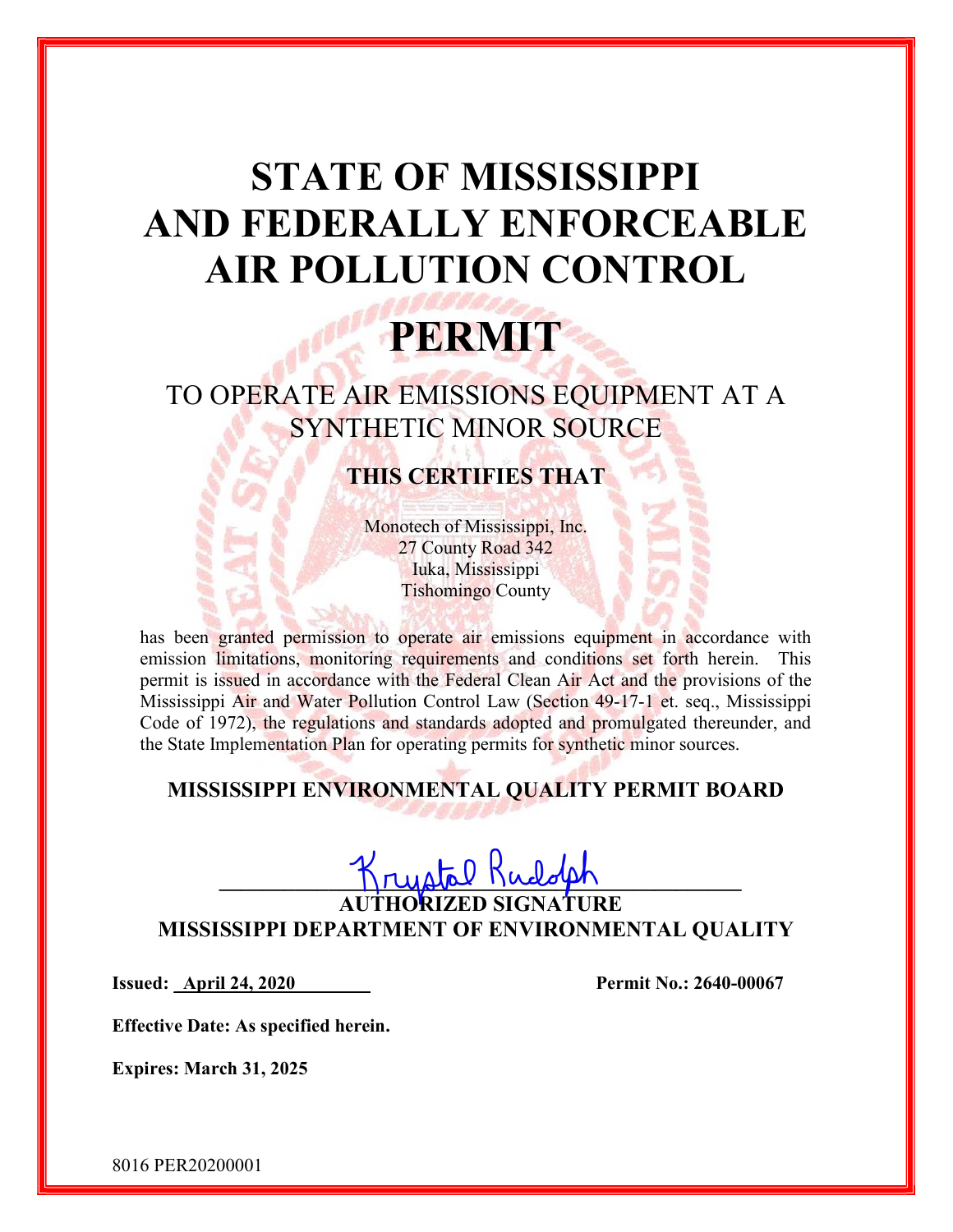# STATE OF MISSISSIPPI AND FEDERALLY ENFORCEABLE AIR POLLUTION CONTROL

# PERMIT

## TO OPERATE AIR EMISSIONS EQUIPMENT AT A SYNTHETIC MINOR SOURCE

### THIS CERTIFIES THAT

Monotech of Mississippi, Inc.
27 County Road 342
Iuka, Mississippi
Tishomingo County

has been granted permission to operate air emissions equipment in accordance with emission limitations, monitoring requirements and conditions set forth herein. This permit is issued in accordance with the Federal Clean Air Act and the provisions of the Mississippi Air and Water Pollution Control Law (Section 49-17-1 et. seq., Mississippi Code of 1972), the regulations and standards adopted and promulgated thereunder, and the State Implementation Plan for operating permits for synthetic minor sources.

**MISSISSIPPI ENVIRONMENTAL QUALITY PERMIT BOARD**

Krystal Rudolph
**AUTHORIZED SIGNATURE**
**MISSISSIPPI DEPARTMENT OF ENVIRONMENTAL QUALITY**

**Issued: April 24, 2020**

**Permit No.: 2640-00067**

**Effective Date: As specified herein.**

**Expires: March 31, 2025**

8016 PER20200001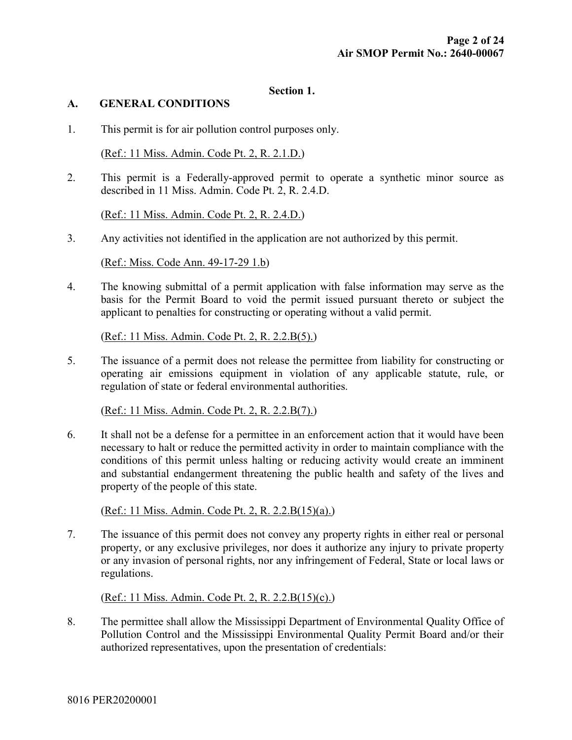## Section 1.

### A. GENERAL CONDITIONS

1. This permit is for air pollution control purposes only.

   (Ref.: 11 Miss. Admin. Code Pt. 2, R. 2.1.D.)

2. This permit is a Federally-approved permit to operate a synthetic minor source as described in 11 Miss. Admin. Code Pt. 2, R. 2.4.D.

   (Ref.: 11 Miss. Admin. Code Pt. 2, R. 2.4.D.)

3. Any activities not identified in the application are not authorized by this permit.

   (Ref.: Miss. Code Ann. 49-17-29 1.b)

4. The knowing submittal of a permit application with false information may serve as the basis for the Permit Board to void the permit issued pursuant thereto or subject the applicant to penalties for constructing or operating without a valid permit.

   (Ref.: 11 Miss. Admin. Code Pt. 2, R. 2.2.B(5).)

5. The issuance of a permit does not release the permittee from liability for constructing or operating air emissions equipment in violation of any applicable statute, rule, or regulation of state or federal environmental authorities.

   (Ref.: 11 Miss. Admin. Code Pt. 2, R. 2.2.B(7).)

6. It shall not be a defense for a permittee in an enforcement action that it would have been necessary to halt or reduce the permitted activity in order to maintain compliance with the conditions of this permit unless halting or reducing activity would create an imminent and substantial endangerment threatening the public health and safety of the lives and property of the people of this state.

   (Ref.: 11 Miss. Admin. Code Pt. 2, R. 2.2.B(15)(a).)

7. The issuance of this permit does not convey any property rights in either real or personal property, or any exclusive privileges, nor does it authorize any injury to private property or any invasion of personal rights, nor any infringement of Federal, State or local laws or regulations.

   (Ref.: 11 Miss. Admin. Code Pt. 2, R. 2.2.B(15)(c).)

8. The permittee shall allow the Mississippi Department of Environmental Quality Office of Pollution Control and the Mississippi Environmental Quality Permit Board and/or their authorized representatives, upon the presentation of credentials:

8016 PER20200001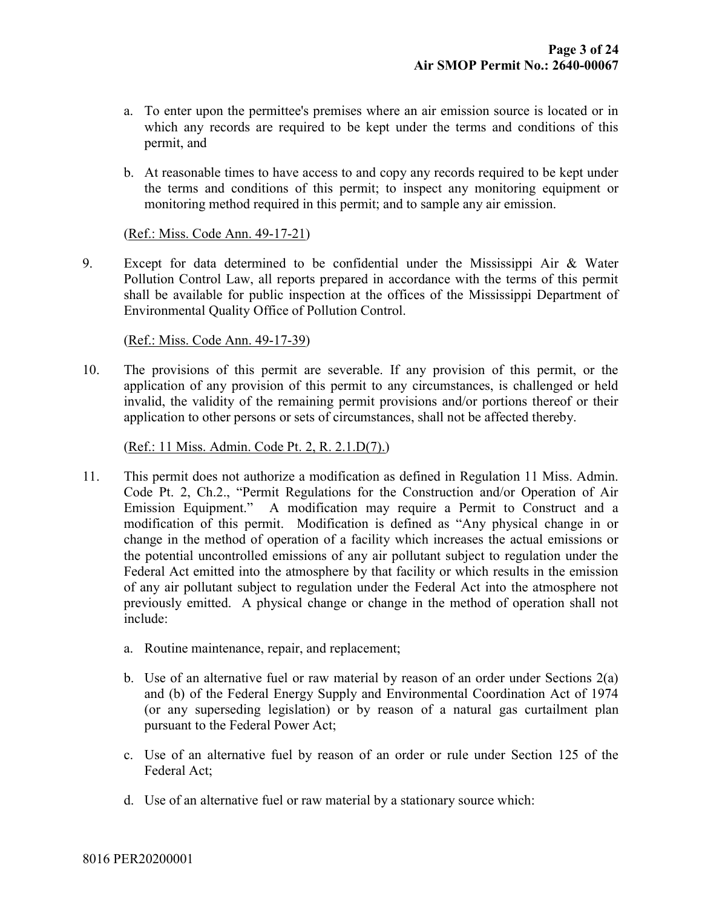a. To enter upon the permittee's premises where an air emission source is located or in which any records are required to be kept under the terms and conditions of this permit, and

b. At reasonable times to have access to and copy any records required to be kept under the terms and conditions of this permit; to inspect any monitoring equipment or monitoring method required in this permit; and to sample any air emission.

(Ref.: Miss. Code Ann. 49-17-21)

9. Except for data determined to be confidential under the Mississippi Air & Water Pollution Control Law, all reports prepared in accordance with the terms of this permit shall be available for public inspection at the offices of the Mississippi Department of Environmental Quality Office of Pollution Control.

(Ref.: Miss. Code Ann. 49-17-39)

10. The provisions of this permit are severable. If any provision of this permit, or the application of any provision of this permit to any circumstances, is challenged or held invalid, the validity of the remaining permit provisions and/or portions thereof or their application to other persons or sets of circumstances, shall not be affected thereby.

(Ref.: 11 Miss. Admin. Code Pt. 2, R. 2.1.D(7).)

11. This permit does not authorize a modification as defined in Regulation 11 Miss. Admin. Code Pt. 2, Ch.2., "Permit Regulations for the Construction and/or Operation of Air Emission Equipment." A modification may require a Permit to Construct and a modification of this permit. Modification is defined as "Any physical change in or change in the method of operation of a facility which increases the actual emissions or the potential uncontrolled emissions of any air pollutant subject to regulation under the Federal Act emitted into the atmosphere by that facility or which results in the emission of any air pollutant subject to regulation under the Federal Act into the atmosphere not previously emitted. A physical change or change in the method of operation shall not include:

a. Routine maintenance, repair, and replacement;

b. Use of an alternative fuel or raw material by reason of an order under Sections 2(a) and (b) of the Federal Energy Supply and Environmental Coordination Act of 1974 (or any superseding legislation) or by reason of a natural gas curtailment plan pursuant to the Federal Power Act;

c. Use of an alternative fuel by reason of an order or rule under Section 125 of the Federal Act;

d. Use of an alternative fuel or raw material by a stationary source which:

8016 PER20200001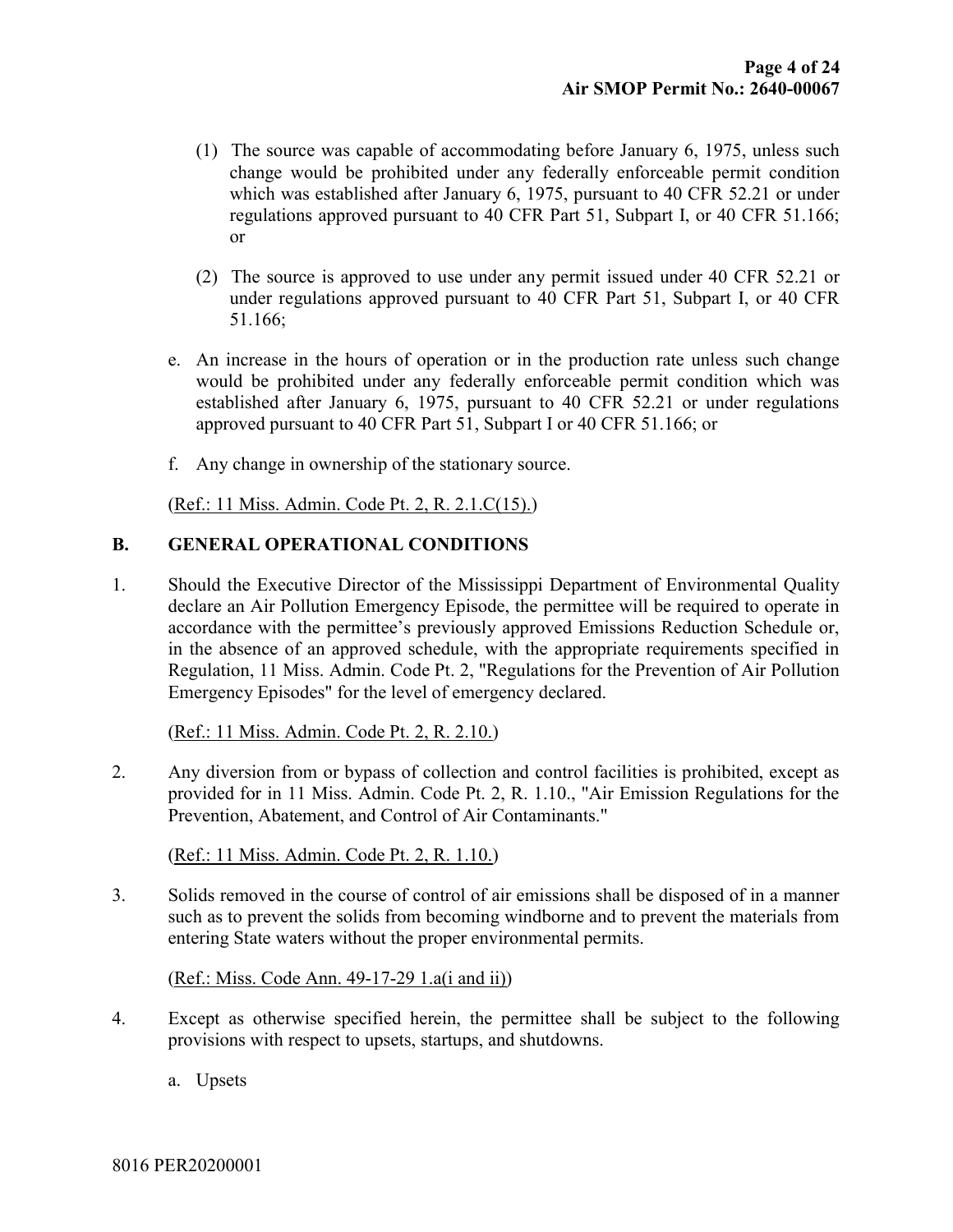(1) The source was capable of accommodating before January 6, 1975, unless such change would be prohibited under any federally enforceable permit condition which was established after January 6, 1975, pursuant to 40 CFR 52.21 or under regulations approved pursuant to 40 CFR Part 51, Subpart I, or 40 CFR 51.166; or

(2) The source is approved to use under any permit issued under 40 CFR 52.21 or under regulations approved pursuant to 40 CFR Part 51, Subpart I, or 40 CFR 51.166;

e. An increase in the hours of operation or in the production rate unless such change would be prohibited under any federally enforceable permit condition which was established after January 6, 1975, pursuant to 40 CFR 52.21 or under regulations approved pursuant to 40 CFR Part 51, Subpart I or 40 CFR 51.166; or

f. Any change in ownership of the stationary source.

(Ref.: 11 Miss. Admin. Code Pt. 2, R. 2.1.C(15).)

## B. GENERAL OPERATIONAL CONDITIONS

1. Should the Executive Director of the Mississippi Department of Environmental Quality declare an Air Pollution Emergency Episode, the permittee will be required to operate in accordance with the permittee's previously approved Emissions Reduction Schedule or, in the absence of an approved schedule, with the appropriate requirements specified in Regulation, 11 Miss. Admin. Code Pt. 2, "Regulations for the Prevention of Air Pollution Emergency Episodes" for the level of emergency declared.

   (Ref.: 11 Miss. Admin. Code Pt. 2, R. 2.10.)

2. Any diversion from or bypass of collection and control facilities is prohibited, except as provided for in 11 Miss. Admin. Code Pt. 2, R. 1.10., "Air Emission Regulations for the Prevention, Abatement, and Control of Air Contaminants."

   (Ref.: 11 Miss. Admin. Code Pt. 2, R. 1.10.)

3. Solids removed in the course of control of air emissions shall be disposed of in a manner such as to prevent the solids from becoming windborne and to prevent the materials from entering State waters without the proper environmental permits.

   (Ref.: Miss. Code Ann. 49-17-29 1.a(i and ii))

4. Except as otherwise specified herein, the permittee shall be subject to the following provisions with respect to upsets, startups, and shutdowns.

   a. Upsets

8016 PER20200001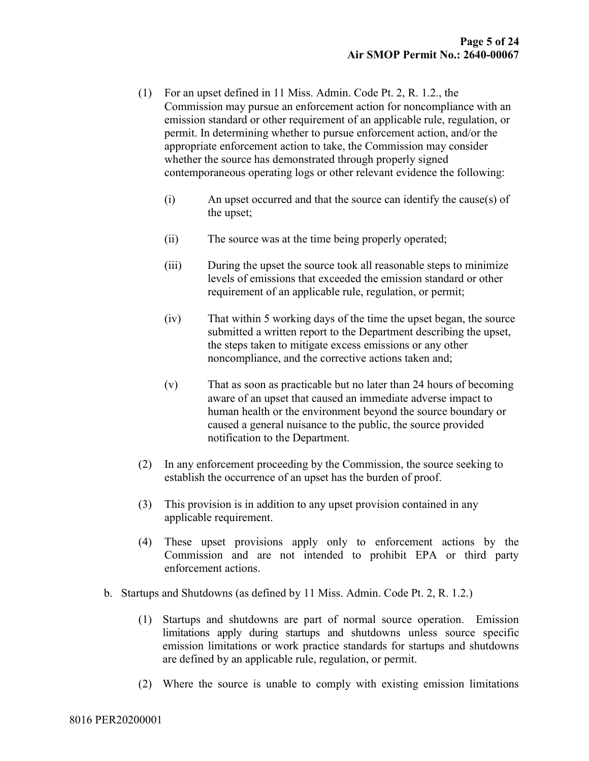(1) For an upset defined in 11 Miss. Admin. Code Pt. 2, R. 1.2., the Commission may pursue an enforcement action for noncompliance with an emission standard or other requirement of an applicable rule, regulation, or permit. In determining whether to pursue enforcement action, and/or the appropriate enforcement action to take, the Commission may consider whether the source has demonstrated through properly signed contemporaneous operating logs or other relevant evidence the following:

   (i) An upset occurred and that the source can identify the cause(s) of the upset;

   (ii) The source was at the time being properly operated;

   (iii) During the upset the source took all reasonable steps to minimize levels of emissions that exceeded the emission standard or other requirement of an applicable rule, regulation, or permit;

   (iv) That within 5 working days of the time the upset began, the source submitted a written report to the Department describing the upset, the steps taken to mitigate excess emissions or any other noncompliance, and the corrective actions taken and;

   (v) That as soon as practicable but no later than 24 hours of becoming aware of an upset that caused an immediate adverse impact to human health or the environment beyond the source boundary or caused a general nuisance to the public, the source provided notification to the Department.

(2) In any enforcement proceeding by the Commission, the source seeking to establish the occurrence of an upset has the burden of proof.

(3) This provision is in addition to any upset provision contained in any applicable requirement.

(4) These upset provisions apply only to enforcement actions by the Commission and are not intended to prohibit EPA or third party enforcement actions.

b. Startups and Shutdowns (as defined by 11 Miss. Admin. Code Pt. 2, R. 1.2.)

(1) Startups and shutdowns are part of normal source operation. Emission limitations apply during startups and shutdowns unless source specific emission limitations or work practice standards for startups and shutdowns are defined by an applicable rule, regulation, or permit.

(2) Where the source is unable to comply with existing emission limitations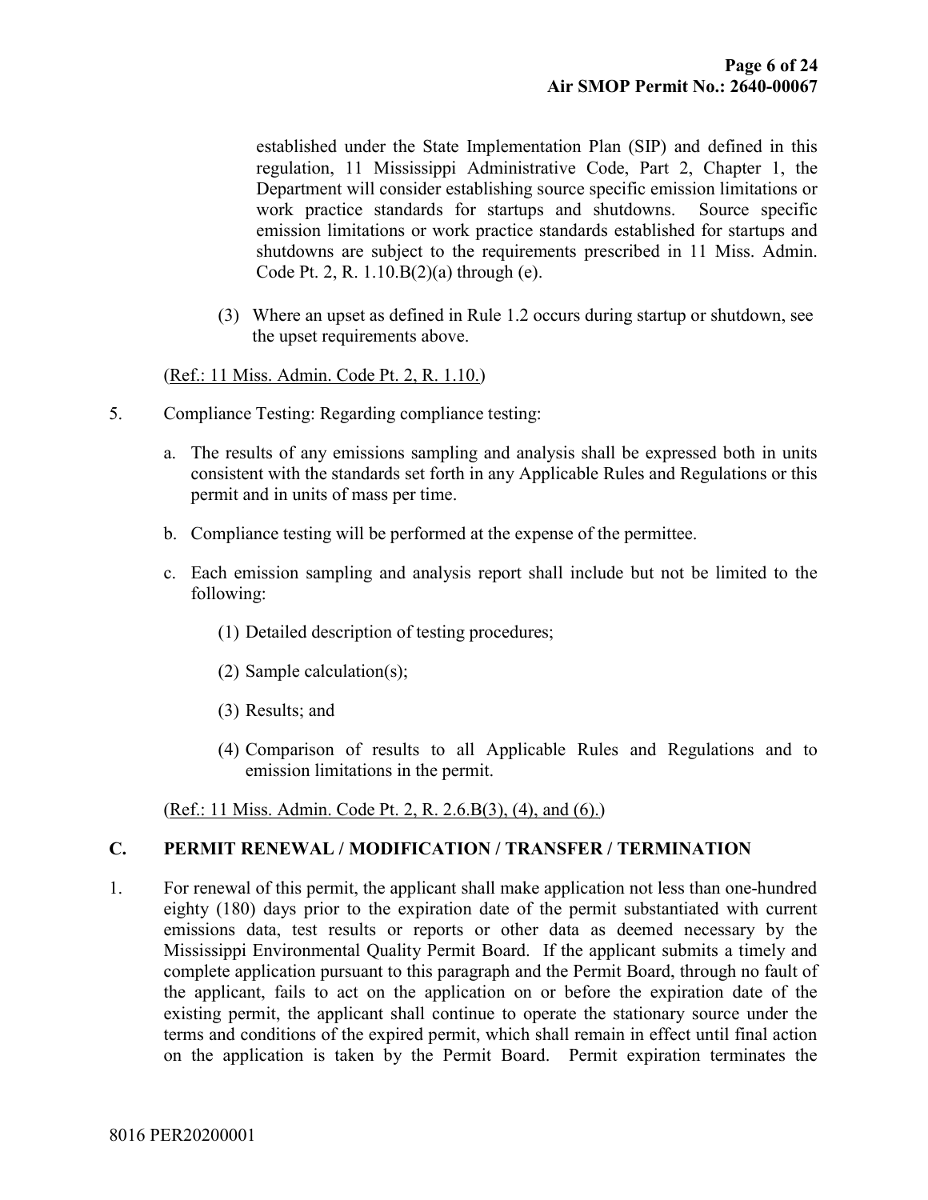established under the State Implementation Plan (SIP) and defined in this regulation, 11 Mississippi Administrative Code, Part 2, Chapter 1, the Department will consider establishing source specific emission limitations or work practice standards for startups and shutdowns. Source specific emission limitations or work practice standards established for startups and shutdowns are subject to the requirements prescribed in 11 Miss. Admin. Code Pt. 2, R. 1.10.B(2)(a) through (e).

(3) Where an upset as defined in Rule 1.2 occurs during startup or shutdown, see the upset requirements above.

(Ref.: 11 Miss. Admin. Code Pt. 2, R. 1.10.)

5. Compliance Testing: Regarding compliance testing:

   a. The results of any emissions sampling and analysis shall be expressed both in units consistent with the standards set forth in any Applicable Rules and Regulations or this permit and in units of mass per time.

   b. Compliance testing will be performed at the expense of the permittee.

   c. Each emission sampling and analysis report shall include but not be limited to the following:

      (1) Detailed description of testing procedures;

      (2) Sample calculation(s);

      (3) Results; and

      (4) Comparison of results to all Applicable Rules and Regulations and to emission limitations in the permit.

(Ref.: 11 Miss. Admin. Code Pt. 2, R. 2.6.B(3), (4), and (6).)

## C. PERMIT RENEWAL / MODIFICATION / TRANSFER / TERMINATION

1. For renewal of this permit, the applicant shall make application not less than one-hundred eighty (180) days prior to the expiration date of the permit substantiated with current emissions data, test results or reports or other data as deemed necessary by the Mississippi Environmental Quality Permit Board. If the applicant submits a timely and complete application pursuant to this paragraph and the Permit Board, through no fault of the applicant, fails to act on the application on or before the expiration date of the existing permit, the applicant shall continue to operate the stationary source under the terms and conditions of the expired permit, which shall remain in effect until final action on the application is taken by the Permit Board. Permit expiration terminates the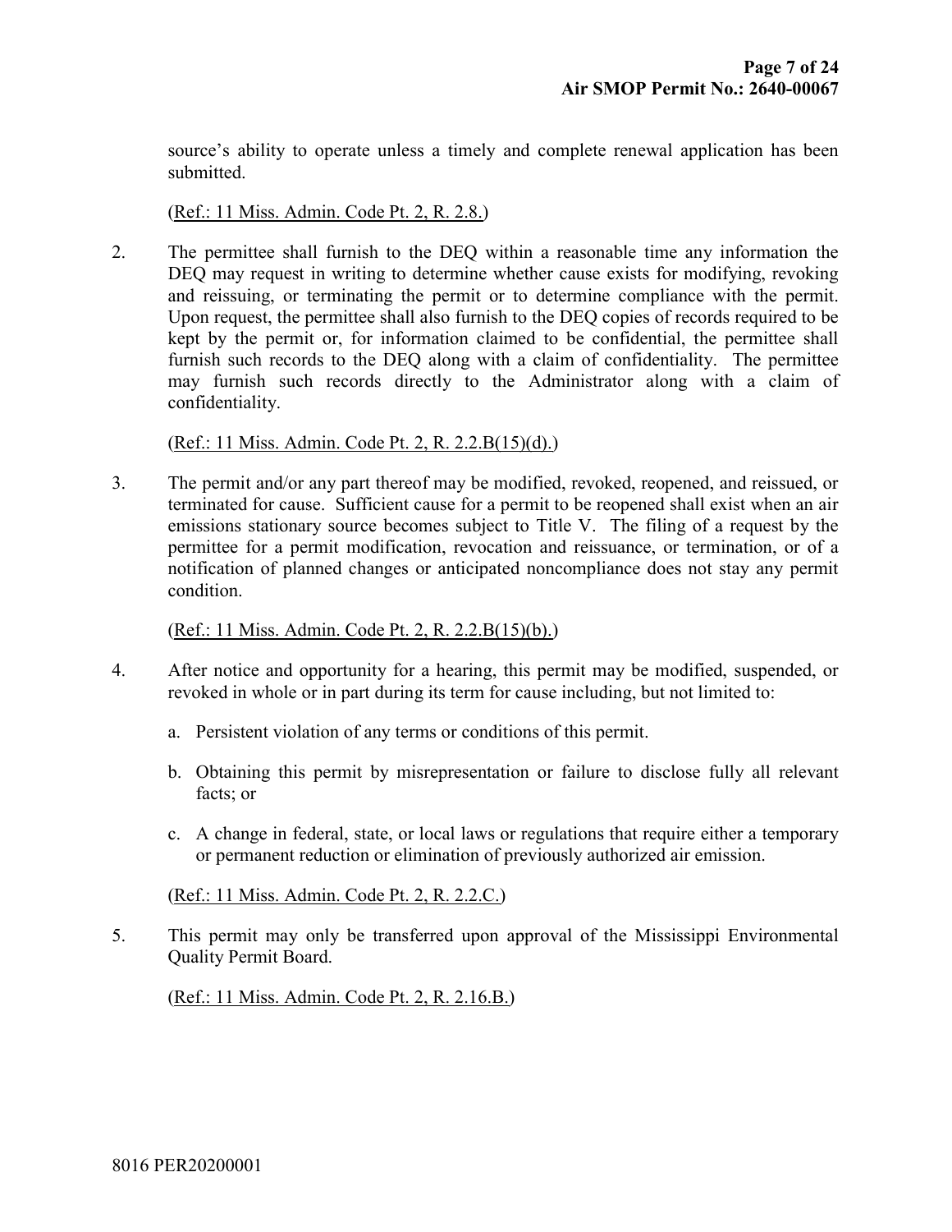source's ability to operate unless a timely and complete renewal application has been submitted.

(Ref.: 11 Miss. Admin. Code Pt. 2, R. 2.8.)

2. The permittee shall furnish to the DEQ within a reasonable time any information the DEQ may request in writing to determine whether cause exists for modifying, revoking and reissuing, or terminating the permit or to determine compliance with the permit. Upon request, the permittee shall also furnish to the DEQ copies of records required to be kept by the permit or, for information claimed to be confidential, the permittee shall furnish such records to the DEQ along with a claim of confidentiality. The permittee may furnish such records directly to the Administrator along with a claim of confidentiality.

   (Ref.: 11 Miss. Admin. Code Pt. 2, R. 2.2.B(15)(d).)

3. The permit and/or any part thereof may be modified, revoked, reopened, and reissued, or terminated for cause. Sufficient cause for a permit to be reopened shall exist when an air emissions stationary source becomes subject to Title V. The filing of a request by the permittee for a permit modification, revocation and reissuance, or termination, or of a notification of planned changes or anticipated noncompliance does not stay any permit condition.

   (Ref.: 11 Miss. Admin. Code Pt. 2, R. 2.2.B(15)(b).)

4. After notice and opportunity for a hearing, this permit may be modified, suspended, or revoked in whole or in part during its term for cause including, but not limited to:

   a. Persistent violation of any terms or conditions of this permit.

   b. Obtaining this permit by misrepresentation or failure to disclose fully all relevant facts; or

   c. A change in federal, state, or local laws or regulations that require either a temporary or permanent reduction or elimination of previously authorized air emission.

   (Ref.: 11 Miss. Admin. Code Pt. 2, R. 2.2.C.)

5. This permit may only be transferred upon approval of the Mississippi Environmental Quality Permit Board.

   (Ref.: 11 Miss. Admin. Code Pt. 2, R. 2.16.B.)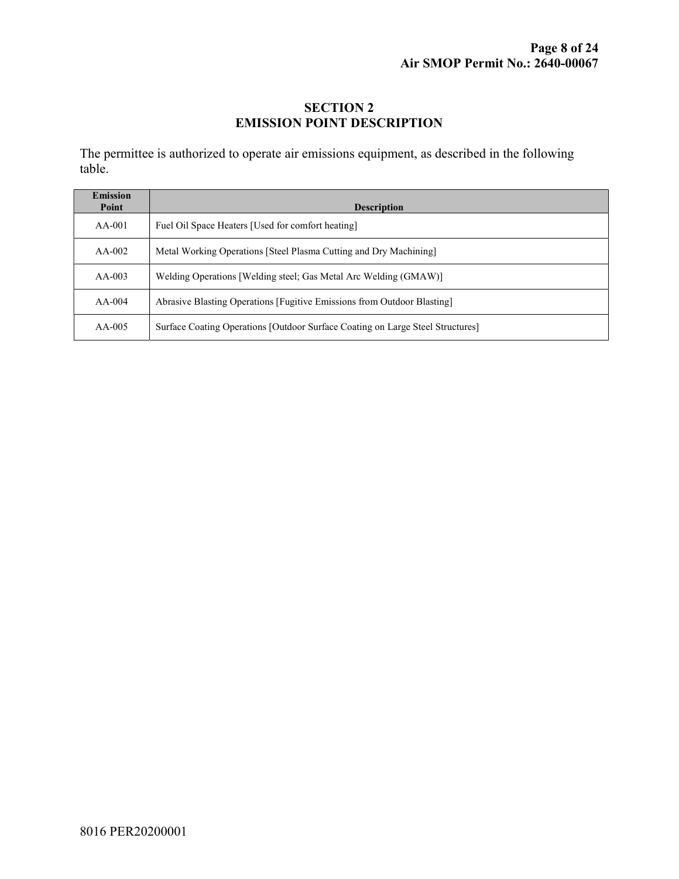# SECTION 2
# EMISSION POINT DESCRIPTION

The permittee is authorized to operate air emissions equipment, as described in the following table.

| Emission Point | Description |
|---|---|
| AA-001 | Fuel Oil Space Heaters [Used for comfort heating] |
| AA-002 | Metal Working Operations [Steel Plasma Cutting and Dry Machining] |
| AA-003 | Welding Operations [Welding steel; Gas Metal Arc Welding (GMAW)] |
| AA-004 | Abrasive Blasting Operations [Fugitive Emissions from Outdoor Blasting] |
| AA-005 | Surface Coating Operations [Outdoor Surface Coating on Large Steel Structures] |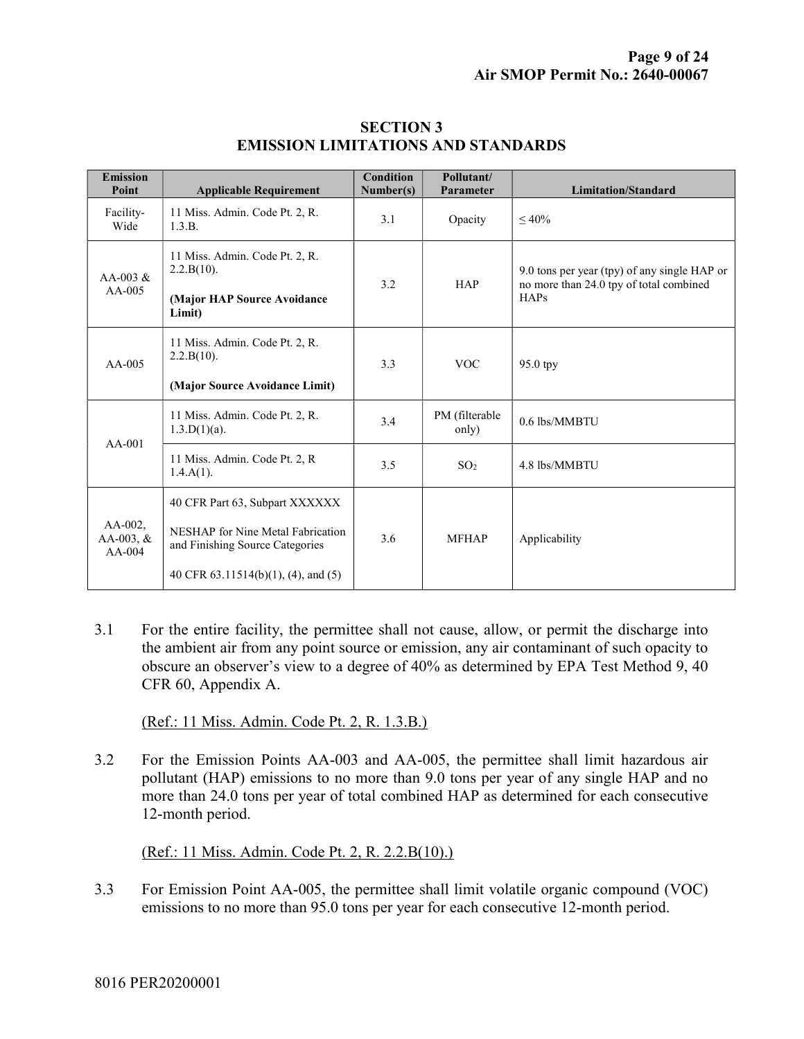# SECTION 3
# EMISSION LIMITATIONS AND STANDARDS

| Emission Point | Applicable Requirement | Condition Number(s) | Pollutant/ Parameter | Limitation/Standard |
|---|---|---|---|---|
| Facility-Wide | 11 Miss. Admin. Code Pt. 2, R. 1.3.B. | 3.1 | Opacity | ≤ 40% |
| AA-003 & AA-005 | 11 Miss. Admin. Code Pt. 2, R. 2.2.B(10).<br><br>**(Major HAP Source Avoidance Limit)** | 3.2 | HAP | 9.0 tons per year (tpy) of any single HAP or no more than 24.0 tpy of total combined HAPs |
| AA-005 | 11 Miss. Admin. Code Pt. 2, R. 2.2.B(10).<br><br>**(Major Source Avoidance Limit)** | 3.3 | VOC | 95.0 tpy |
| AA-001 | 11 Miss. Admin. Code Pt. 2, R. 1.3.D(1)(a). | 3.4 | PM (filterable only) | 0.6 lbs/MMBTU |
| | 11 Miss. Admin. Code Pt. 2, R 1.4.A(1). | 3.5 | $SO_2$ | 4.8 lbs/MMBTU |
| AA-002, AA-003, & AA-004 | 40 CFR Part 63, Subpart XXXXXX<br><br>NESHAP for Nine Metal Fabrication and Finishing Source Categories<br><br>40 CFR 63.11514(b)(1), (4), and (5) | 3.6 | MFHAP | Applicability |

3.1 For the entire facility, the permittee shall not cause, allow, or permit the discharge into the ambient air from any point source or emission, any air contaminant of such opacity to obscure an observer's view to a degree of 40% as determined by EPA Test Method 9, 40 CFR 60, Appendix A.

(Ref.: 11 Miss. Admin. Code Pt. 2, R. 1.3.B.)

3.2 For the Emission Points AA-003 and AA-005, the permittee shall limit hazardous air pollutant (HAP) emissions to no more than 9.0 tons per year of any single HAP and no more than 24.0 tons per year of total combined HAP as determined for each consecutive 12-month period.

(Ref.: 11 Miss. Admin. Code Pt. 2, R. 2.2.B(10).)

3.3 For Emission Point AA-005, the permittee shall limit volatile organic compound (VOC) emissions to no more than 95.0 tons per year for each consecutive 12-month period.

8016 PER20200001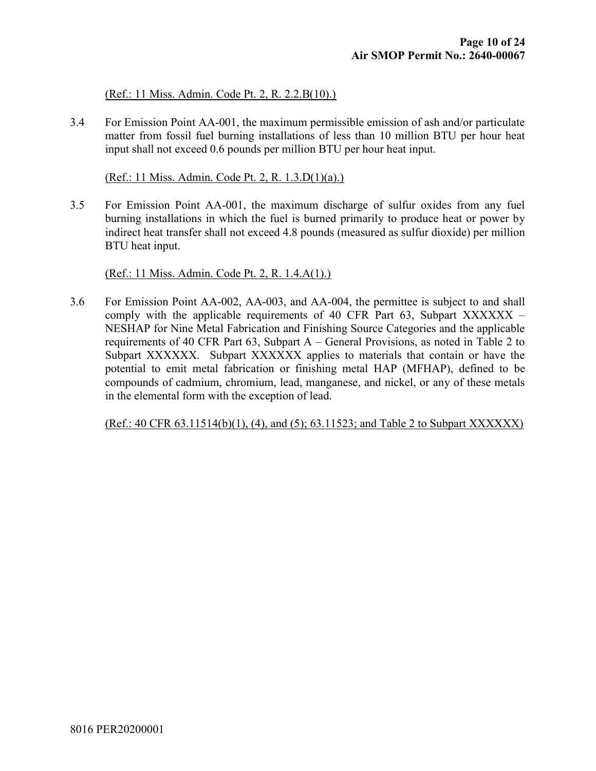(Ref.: 11 Miss. Admin. Code Pt. 2, R. 2.2.B(10).)

3.4 For Emission Point AA-001, the maximum permissible emission of ash and/or particulate matter from fossil fuel burning installations of less than 10 million BTU per hour heat input shall not exceed 0.6 pounds per million BTU per hour heat input.

(Ref.: 11 Miss. Admin. Code Pt. 2, R. 1.3.D(1)(a).)

3.5 For Emission Point AA-001, the maximum discharge of sulfur oxides from any fuel burning installations in which the fuel is burned primarily to produce heat or power by indirect heat transfer shall not exceed 4.8 pounds (measured as sulfur dioxide) per million BTU heat input.

(Ref.: 11 Miss. Admin. Code Pt. 2, R. 1.4.A(1).)

3.6 For Emission Point AA-002, AA-003, and AA-004, the permittee is subject to and shall comply with the applicable requirements of 40 CFR Part 63, Subpart XXXXXX – NESHAP for Nine Metal Fabrication and Finishing Source Categories and the applicable requirements of 40 CFR Part 63, Subpart A – General Provisions, as noted in Table 2 to Subpart XXXXXX. Subpart XXXXXX applies to materials that contain or have the potential to emit metal fabrication or finishing metal HAP (MFHAP), defined to be compounds of cadmium, chromium, lead, manganese, and nickel, or any of these metals in the elemental form with the exception of lead.

(Ref.: 40 CFR 63.11514(b)(1), (4), and (5); 63.11523; and Table 2 to Subpart XXXXXX)

8016 PER20200001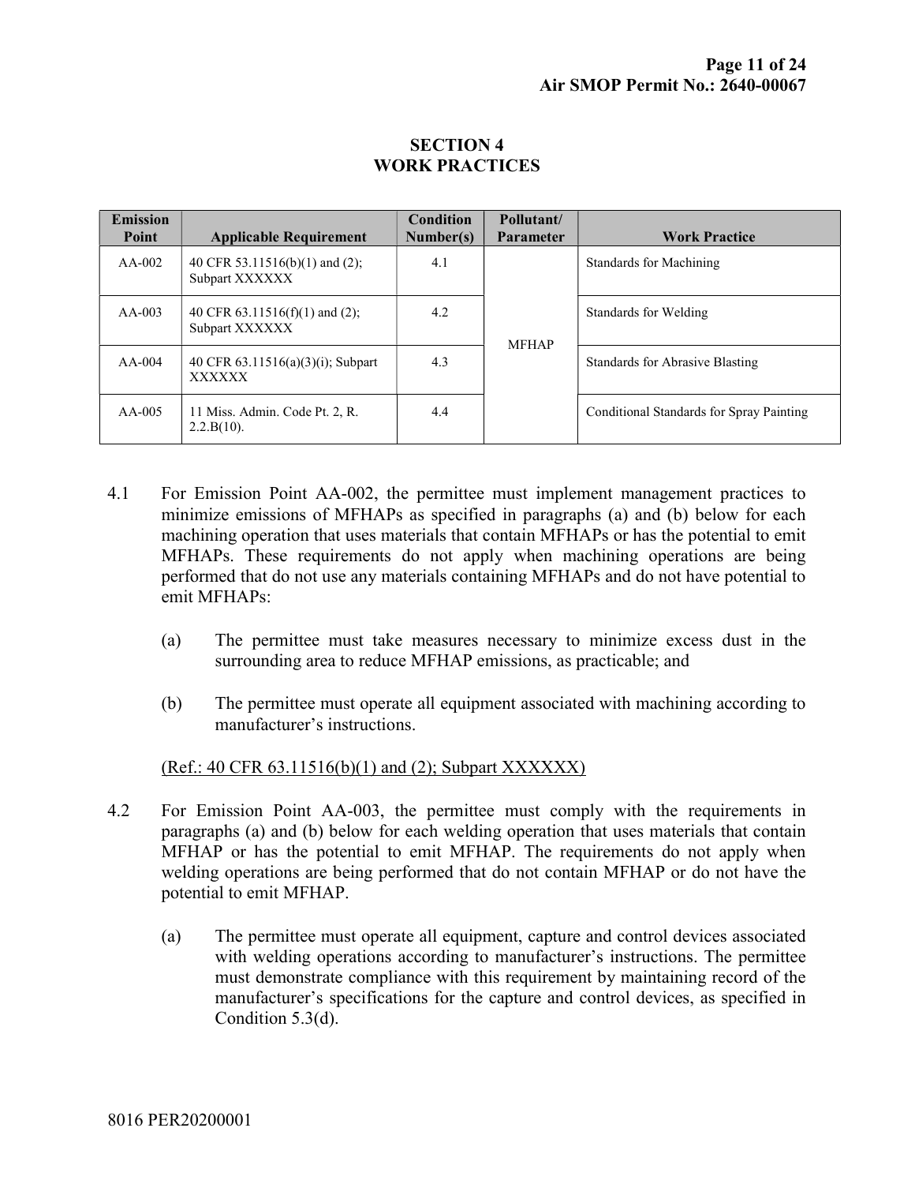## SECTION 4
## WORK PRACTICES

| Emission Point | Applicable Requirement | Condition Number(s) | Pollutant/ Parameter | Work Practice |
|---|---|---|---|---|
| AA-002 | 40 CFR 53.11516(b)(1) and (2); Subpart XXXXXX | 4.1 | MFHAP | Standards for Machining |
| AA-003 | 40 CFR 63.11516(f)(1) and (2); Subpart XXXXXX | 4.2 | | Standards for Welding |
| AA-004 | 40 CFR 63.11516(a)(3)(i); Subpart XXXXXX | 4.3 | | Standards for Abrasive Blasting |
| AA-005 | 11 Miss. Admin. Code Pt. 2, R. 2.2.B(10). | 4.4 | | Conditional Standards for Spray Painting |

4.1 For Emission Point AA-002, the permittee must implement management practices to minimize emissions of MFHAPs as specified in paragraphs (a) and (b) below for each machining operation that uses materials that contain MFHAPs or has the potential to emit MFHAPs. These requirements do not apply when machining operations are being performed that do not use any materials containing MFHAPs and do not have potential to emit MFHAPs:

(a) The permittee must take measures necessary to minimize excess dust in the surrounding area to reduce MFHAP emissions, as practicable; and

(b) The permittee must operate all equipment associated with machining according to manufacturer's instructions.

(Ref.: 40 CFR 63.11516(b)(1) and (2); Subpart XXXXXX)

4.2 For Emission Point AA-003, the permittee must comply with the requirements in paragraphs (a) and (b) below for each welding operation that uses materials that contain MFHAP or has the potential to emit MFHAP. The requirements do not apply when welding operations are being performed that do not contain MFHAP or do not have the potential to emit MFHAP.

(a) The permittee must operate all equipment, capture and control devices associated with welding operations according to manufacturer's instructions. The permittee must demonstrate compliance with this requirement by maintaining record of the manufacturer's specifications for the capture and control devices, as specified in Condition 5.3(d).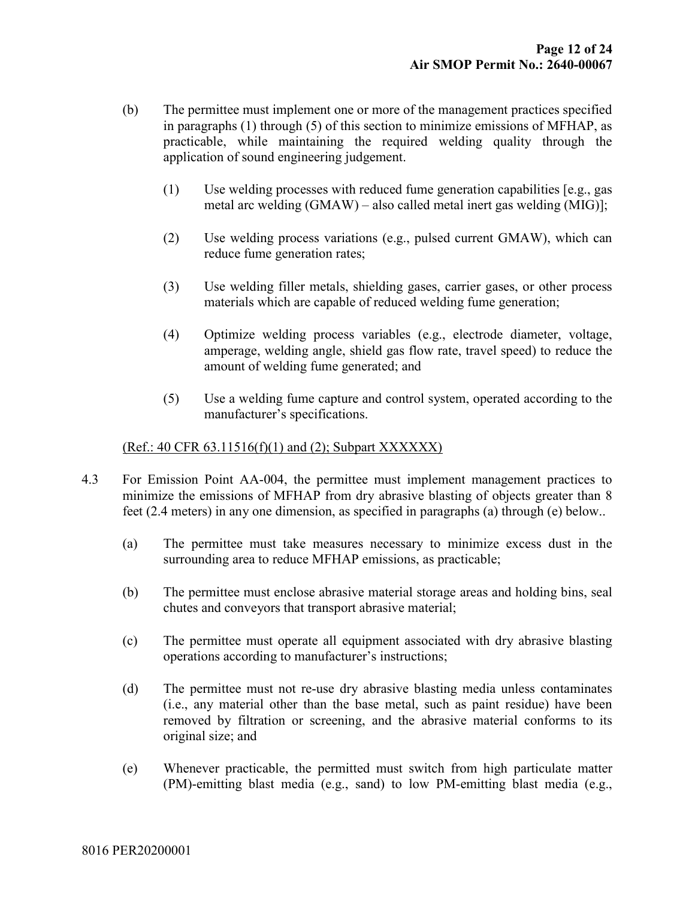(b) The permittee must implement one or more of the management practices specified in paragraphs (1) through (5) of this section to minimize emissions of MFHAP, as practicable, while maintaining the required welding quality through the application of sound engineering judgement.

  (1) Use welding processes with reduced fume generation capabilities [e.g., gas metal arc welding (GMAW) – also called metal inert gas welding (MIG)];

  (2) Use welding process variations (e.g., pulsed current GMAW), which can reduce fume generation rates;

  (3) Use welding filler metals, shielding gases, carrier gases, or other process materials which are capable of reduced welding fume generation;

  (4) Optimize welding process variables (e.g., electrode diameter, voltage, amperage, welding angle, shield gas flow rate, travel speed) to reduce the amount of welding fume generated; and

  (5) Use a welding fume capture and control system, operated according to the manufacturer's specifications.

<u>(Ref.: 40 CFR 63.11516(f)(1) and (2); Subpart XXXXXX)</u>

4.3 For Emission Point AA-004, the permittee must implement management practices to minimize the emissions of MFHAP from dry abrasive blasting of objects greater than 8 feet (2.4 meters) in any one dimension, as specified in paragraphs (a) through (e) below..

  (a) The permittee must take measures necessary to minimize excess dust in the surrounding area to reduce MFHAP emissions, as practicable;

  (b) The permittee must enclose abrasive material storage areas and holding bins, seal chutes and conveyors that transport abrasive material;

  (c) The permittee must operate all equipment associated with dry abrasive blasting operations according to manufacturer's instructions;

  (d) The permittee must not re-use dry abrasive blasting media unless contaminates (i.e., any material other than the base metal, such as paint residue) have been removed by filtration or screening, and the abrasive material conforms to its original size; and

  (e) Whenever practicable, the permitted must switch from high particulate matter (PM)-emitting blast media (e.g., sand) to low PM-emitting blast media (e.g.,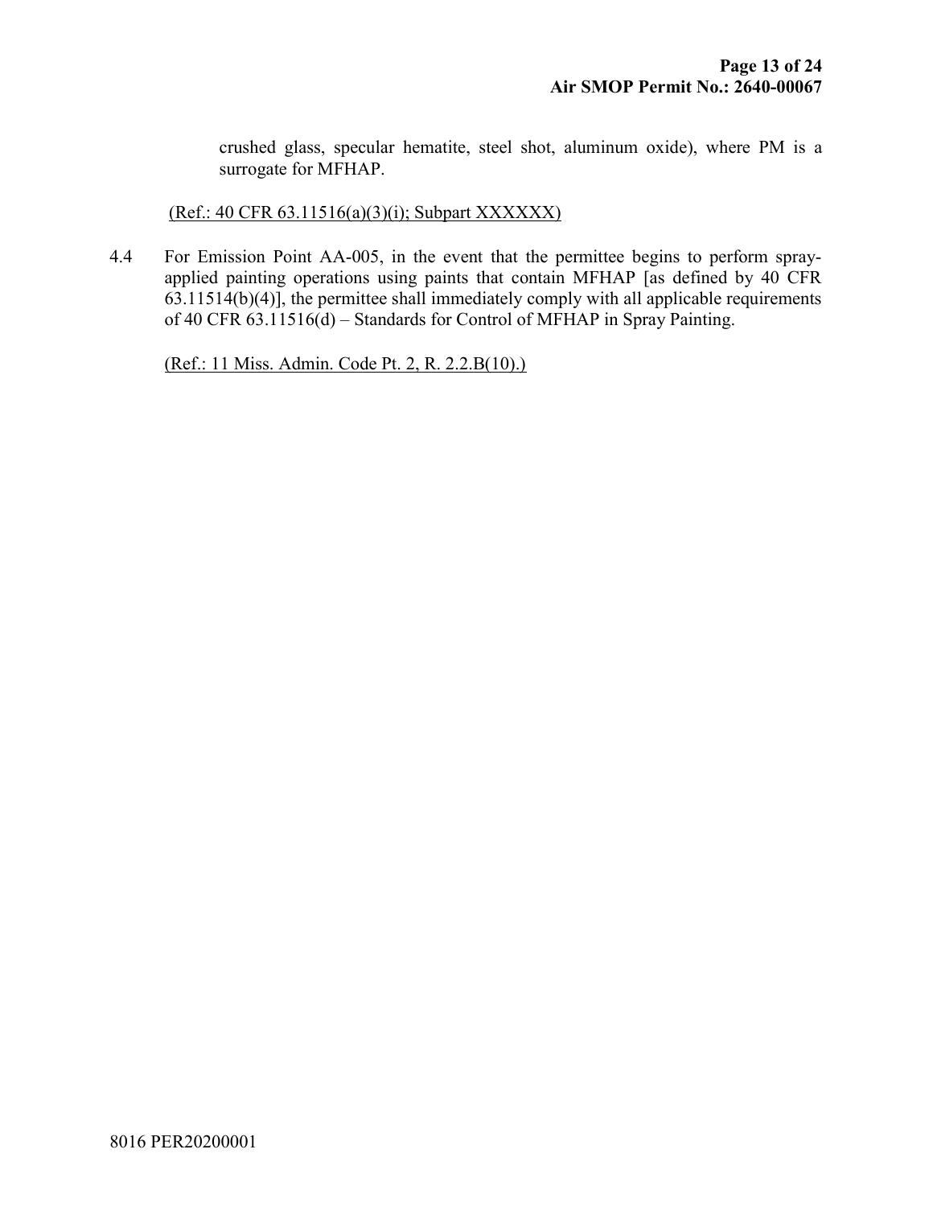crushed glass, specular hematite, steel shot, aluminum oxide), where PM is a surrogate for MFHAP.

(Ref.: 40 CFR 63.11516(a)(3)(i); Subpart XXXXXX)

4.4 For Emission Point AA-005, in the event that the permittee begins to perform spray-applied painting operations using paints that contain MFHAP [as defined by 40 CFR 63.11514(b)(4)], the permittee shall immediately comply with all applicable requirements of 40 CFR 63.11516(d) – Standards for Control of MFHAP in Spray Painting.

(Ref.: 11 Miss. Admin. Code Pt. 2, R. 2.2.B(10).)

8016 PER20200001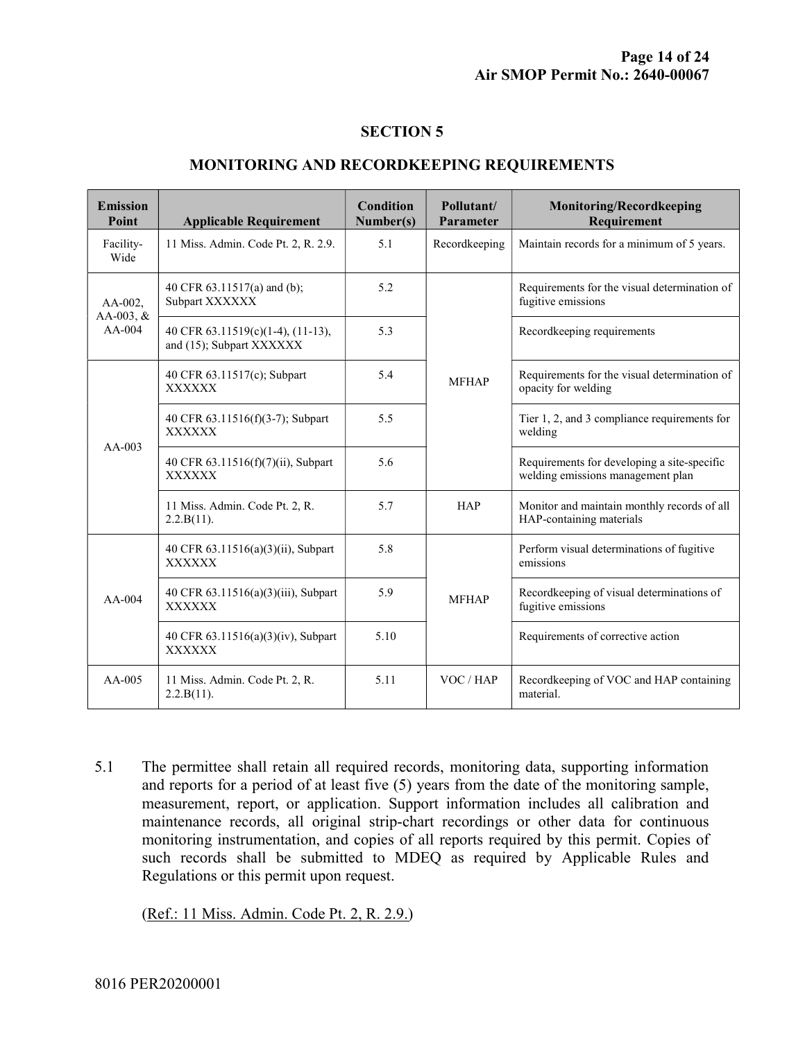## SECTION 5

## MONITORING AND RECORDKEEPING REQUIREMENTS

| Emission Point | Applicable Requirement | Condition Number(s) | Pollutant/ Parameter | Monitoring/Recordkeeping Requirement |
|---|---|---|---|---|
| Facility-Wide | 11 Miss. Admin. Code Pt. 2, R. 2.9. | 5.1 | Recordkeeping | Maintain records for a minimum of 5 years. |
| AA-002, AA-003, & AA-004 | 40 CFR 63.11517(a) and (b); Subpart XXXXXX | 5.2 | MFHAP | Requirements for the visual determination of fugitive emissions |
| | 40 CFR 63.11519(c)(1-4), (11-13), and (15); Subpart XXXXXX | 5.3 | | Recordkeeping requirements |
| AA-003 | 40 CFR 63.11517(c); Subpart XXXXXX | 5.4 | | Requirements for the visual determination of opacity for welding |
| | 40 CFR 63.11516(f)(3-7); Subpart XXXXXX | 5.5 | | Tier 1, 2, and 3 compliance requirements for welding |
| | 40 CFR 63.11516(f)(7)(ii), Subpart XXXXXX | 5.6 | | Requirements for developing a site-specific welding emissions management plan |
| | 11 Miss. Admin. Code Pt. 2, R. 2.2.B(11). | 5.7 | HAP | Monitor and maintain monthly records of all HAP-containing materials |
| AA-004 | 40 CFR 63.11516(a)(3)(ii), Subpart XXXXXX | 5.8 | MFHAP | Perform visual determinations of fugitive emissions |
| | 40 CFR 63.11516(a)(3)(iii), Subpart XXXXXX | 5.9 | | Recordkeeping of visual determinations of fugitive emissions |
| | 40 CFR 63.11516(a)(3)(iv), Subpart XXXXXX | 5.10 | | Requirements of corrective action |
| AA-005 | 11 Miss. Admin. Code Pt. 2, R. 2.2.B(11). | 5.11 | VOC / HAP | Recordkeeping of VOC and HAP containing material. |

5.1 The permittee shall retain all required records, monitoring data, supporting information and reports for a period of at least five (5) years from the date of the monitoring sample, measurement, report, or application. Support information includes all calibration and maintenance records, all original strip-chart recordings or other data for continuous monitoring instrumentation, and copies of all reports required by this permit. Copies of such records shall be submitted to MDEQ as required by Applicable Rules and Regulations or this permit upon request.

(Ref.: 11 Miss. Admin. Code Pt. 2, R. 2.9.)

8016 PER20200001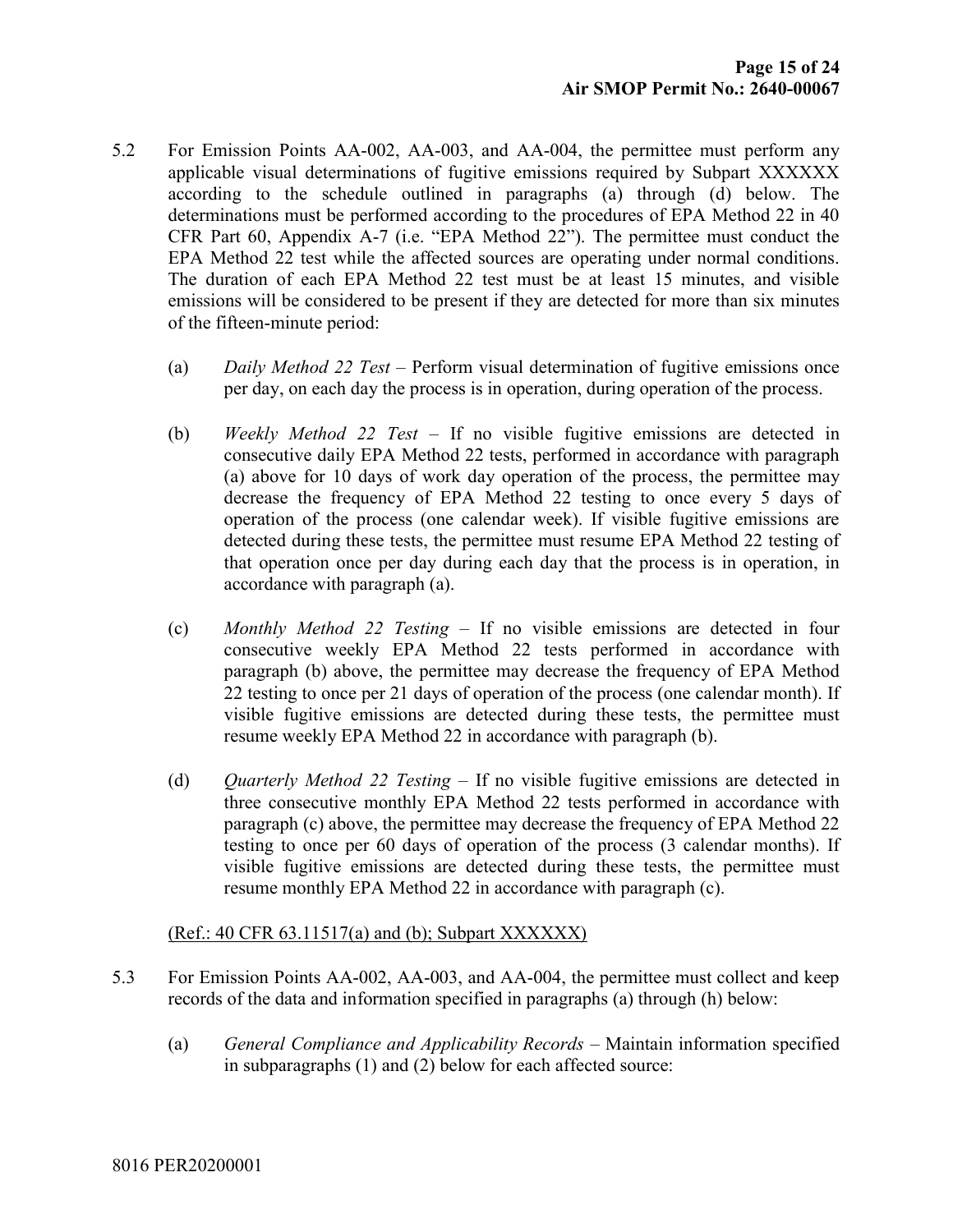5.2 For Emission Points AA-002, AA-003, and AA-004, the permittee must perform any applicable visual determinations of fugitive emissions required by Subpart XXXXXX according to the schedule outlined in paragraphs (a) through (d) below. The determinations must be performed according to the procedures of EPA Method 22 in 40 CFR Part 60, Appendix A-7 (i.e. "EPA Method 22"). The permittee must conduct the EPA Method 22 test while the affected sources are operating under normal conditions. The duration of each EPA Method 22 test must be at least 15 minutes, and visible emissions will be considered to be present if they are detected for more than six minutes of the fifteen-minute period:

(a) *Daily Method 22 Test* – Perform visual determination of fugitive emissions once per day, on each day the process is in operation, during operation of the process.

(b) *Weekly Method 22 Test* – If no visible fugitive emissions are detected in consecutive daily EPA Method 22 tests, performed in accordance with paragraph (a) above for 10 days of work day operation of the process, the permittee may decrease the frequency of EPA Method 22 testing to once every 5 days of operation of the process (one calendar week). If visible fugitive emissions are detected during these tests, the permittee must resume EPA Method 22 testing of that operation once per day during each day that the process is in operation, in accordance with paragraph (a).

(c) *Monthly Method 22 Testing* – If no visible emissions are detected in four consecutive weekly EPA Method 22 tests performed in accordance with paragraph (b) above, the permittee may decrease the frequency of EPA Method 22 testing to once per 21 days of operation of the process (one calendar month). If visible fugitive emissions are detected during these tests, the permittee must resume weekly EPA Method 22 in accordance with paragraph (b).

(d) *Quarterly Method 22 Testing* – If no visible fugitive emissions are detected in three consecutive monthly EPA Method 22 tests performed in accordance with paragraph (c) above, the permittee may decrease the frequency of EPA Method 22 testing to once per 60 days of operation of the process (3 calendar months). If visible fugitive emissions are detected during these tests, the permittee must resume monthly EPA Method 22 in accordance with paragraph (c).

(Ref.: 40 CFR 63.11517(a) and (b); Subpart XXXXXX)

5.3 For Emission Points AA-002, AA-003, and AA-004, the permittee must collect and keep records of the data and information specified in paragraphs (a) through (h) below:

(a) *General Compliance and Applicability Records* – Maintain information specified in subparagraphs (1) and (2) below for each affected source: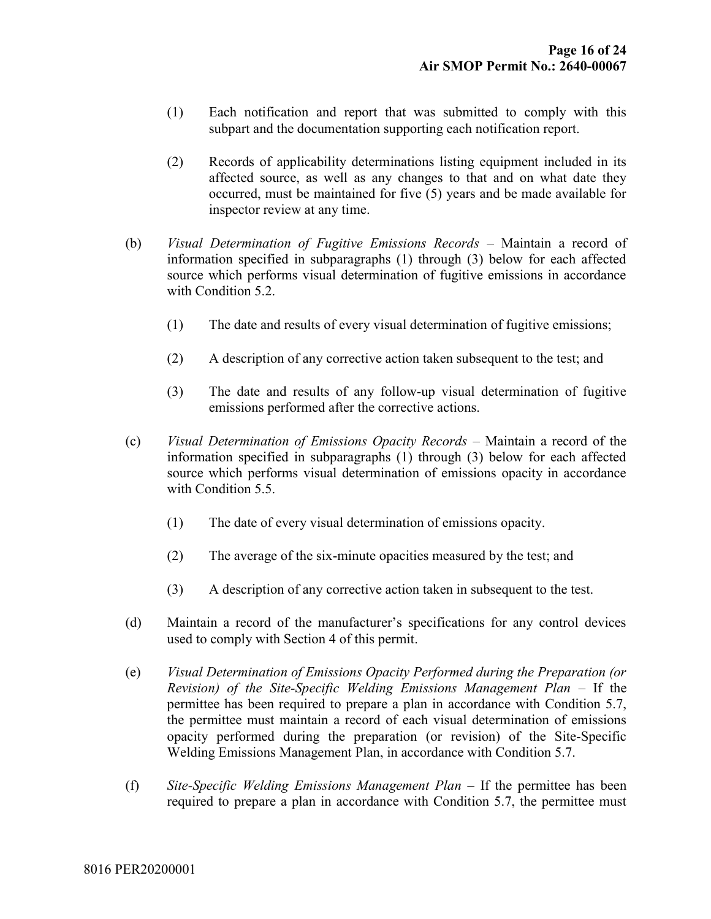(1) Each notification and report that was submitted to comply with this subpart and the documentation supporting each notification report.

(2) Records of applicability determinations listing equipment included in its affected source, as well as any changes to that and on what date they occurred, must be maintained for five (5) years and be made available for inspector review at any time.

(b) *Visual Determination of Fugitive Emissions Records* – Maintain a record of information specified in subparagraphs (1) through (3) below for each affected source which performs visual determination of fugitive emissions in accordance with Condition 5.2.

(1) The date and results of every visual determination of fugitive emissions;

(2) A description of any corrective action taken subsequent to the test; and

(3) The date and results of any follow-up visual determination of fugitive emissions performed after the corrective actions.

(c) *Visual Determination of Emissions Opacity Records* – Maintain a record of the information specified in subparagraphs (1) through (3) below for each affected source which performs visual determination of emissions opacity in accordance with Condition 5.5.

(1) The date of every visual determination of emissions opacity.

(2) The average of the six-minute opacities measured by the test; and

(3) A description of any corrective action taken in subsequent to the test.

(d) Maintain a record of the manufacturer's specifications for any control devices used to comply with Section 4 of this permit.

(e) *Visual Determination of Emissions Opacity Performed during the Preparation (or Revision) of the Site-Specific Welding Emissions Management Plan* – If the permittee has been required to prepare a plan in accordance with Condition 5.7, the permittee must maintain a record of each visual determination of emissions opacity performed during the preparation (or revision) of the Site-Specific Welding Emissions Management Plan, in accordance with Condition 5.7.

(f) *Site-Specific Welding Emissions Management Plan* – If the permittee has been required to prepare a plan in accordance with Condition 5.7, the permittee must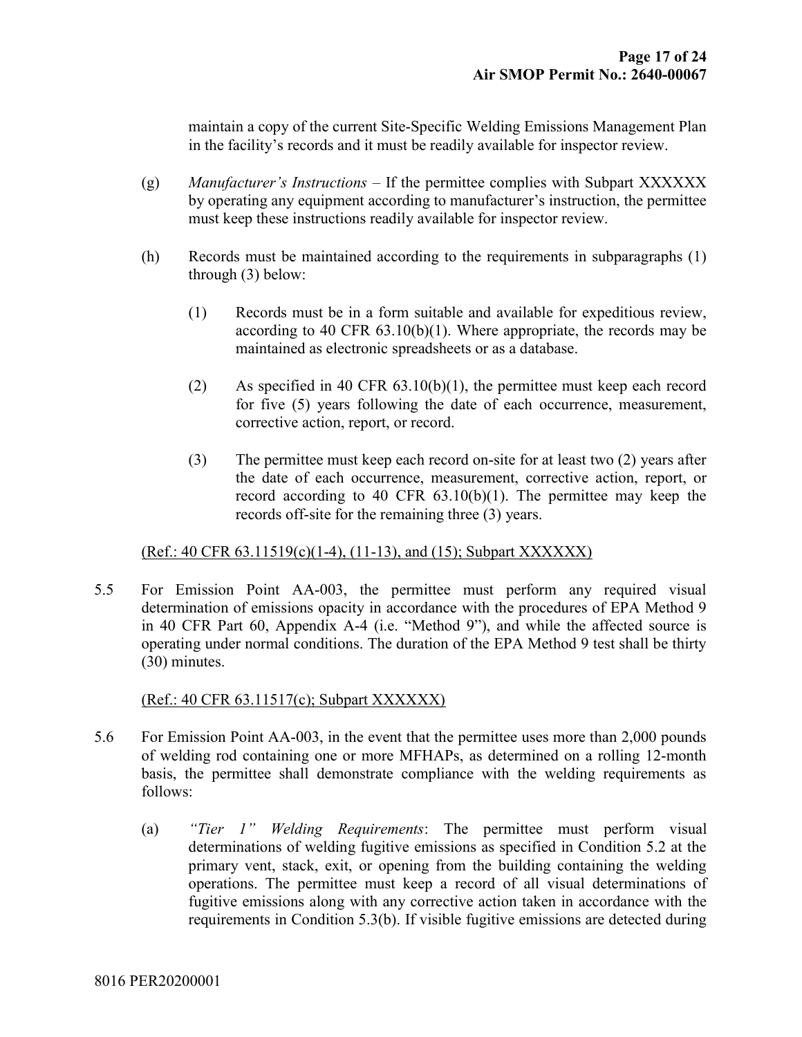maintain a copy of the current Site-Specific Welding Emissions Management Plan in the facility's records and it must be readily available for inspector review.

(g) *Manufacturer's Instructions* – If the permittee complies with Subpart XXXXXX by operating any equipment according to manufacturer's instruction, the permittee must keep these instructions readily available for inspector review.

(h) Records must be maintained according to the requirements in subparagraphs (1) through (3) below:

(1) Records must be in a form suitable and available for expeditious review, according to 40 CFR 63.10(b)(1). Where appropriate, the records may be maintained as electronic spreadsheets or as a database.

(2) As specified in 40 CFR 63.10(b)(1), the permittee must keep each record for five (5) years following the date of each occurrence, measurement, corrective action, report, or record.

(3) The permittee must keep each record on-site for at least two (2) years after the date of each occurrence, measurement, corrective action, report, or record according to 40 CFR 63.10(b)(1). The permittee may keep the records off-site for the remaining three (3) years.

(Ref.: 40 CFR 63.11519(c)(1-4), (11-13), and (15); Subpart XXXXXX)

5.5 For Emission Point AA-003, the permittee must perform any required visual determination of emissions opacity in accordance with the procedures of EPA Method 9 in 40 CFR Part 60, Appendix A-4 (i.e. "Method 9"), and while the affected source is operating under normal conditions. The duration of the EPA Method 9 test shall be thirty (30) minutes.

(Ref.: 40 CFR 63.11517(c); Subpart XXXXXX)

5.6 For Emission Point AA-003, in the event that the permittee uses more than 2,000 pounds of welding rod containing one or more MFHAPs, as determined on a rolling 12-month basis, the permittee shall demonstrate compliance with the welding requirements as follows:

(a) *"Tier 1" Welding Requirements*: The permittee must perform visual determinations of welding fugitive emissions as specified in Condition 5.2 at the primary vent, stack, exit, or opening from the building containing the welding operations. The permittee must keep a record of all visual determinations of fugitive emissions along with any corrective action taken in accordance with the requirements in Condition 5.3(b). If visible fugitive emissions are detected during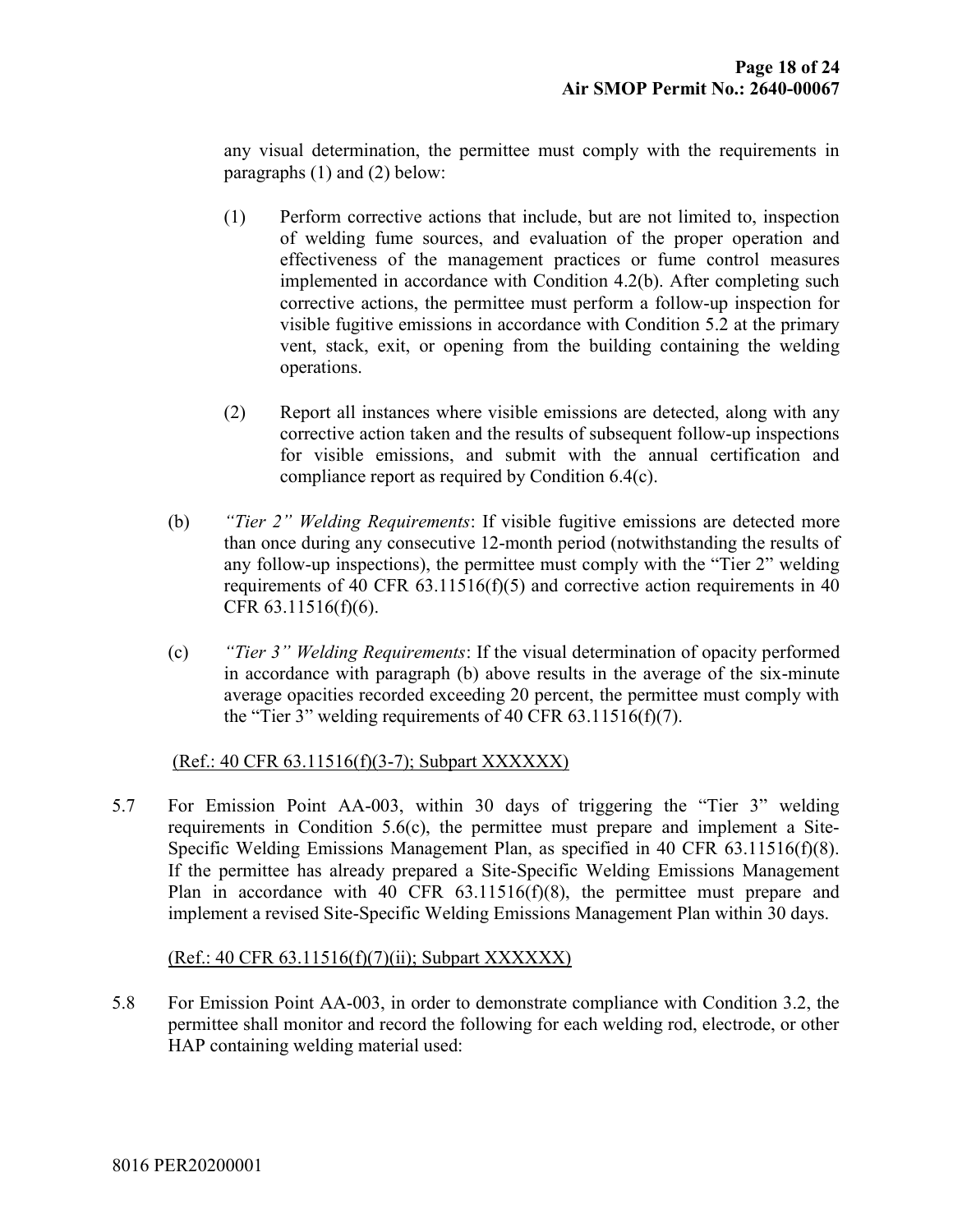any visual determination, the permittee must comply with the requirements in paragraphs (1) and (2) below:

(1) Perform corrective actions that include, but are not limited to, inspection of welding fume sources, and evaluation of the proper operation and effectiveness of the management practices or fume control measures implemented in accordance with Condition 4.2(b). After completing such corrective actions, the permittee must perform a follow-up inspection for visible fugitive emissions in accordance with Condition 5.2 at the primary vent, stack, exit, or opening from the building containing the welding operations.

(2) Report all instances where visible emissions are detected, along with any corrective action taken and the results of subsequent follow-up inspections for visible emissions, and submit with the annual certification and compliance report as required by Condition 6.4(c).

(b) *"Tier 2" Welding Requirements*: If visible fugitive emissions are detected more than once during any consecutive 12-month period (notwithstanding the results of any follow-up inspections), the permittee must comply with the "Tier 2" welding requirements of 40 CFR 63.11516(f)(5) and corrective action requirements in 40 CFR 63.11516(f)(6).

(c) *"Tier 3" Welding Requirements*: If the visual determination of opacity performed in accordance with paragraph (b) above results in the average of the six-minute average opacities recorded exceeding 20 percent, the permittee must comply with the "Tier 3" welding requirements of 40 CFR 63.11516(f)(7).

<u>(Ref.: 40 CFR 63.11516(f)(3-7); Subpart XXXXXX)</u>

5.7 For Emission Point AA-003, within 30 days of triggering the "Tier 3" welding requirements in Condition 5.6(c), the permittee must prepare and implement a Site-Specific Welding Emissions Management Plan, as specified in 40 CFR 63.11516(f)(8). If the permittee has already prepared a Site-Specific Welding Emissions Management Plan in accordance with 40 CFR 63.11516(f)(8), the permittee must prepare and implement a revised Site-Specific Welding Emissions Management Plan within 30 days.

<u>(Ref.: 40 CFR 63.11516(f)(7)(ii); Subpart XXXXXX)</u>

5.8 For Emission Point AA-003, in order to demonstrate compliance with Condition 3.2, the permittee shall monitor and record the following for each welding rod, electrode, or other HAP containing welding material used:

8016 PER20200001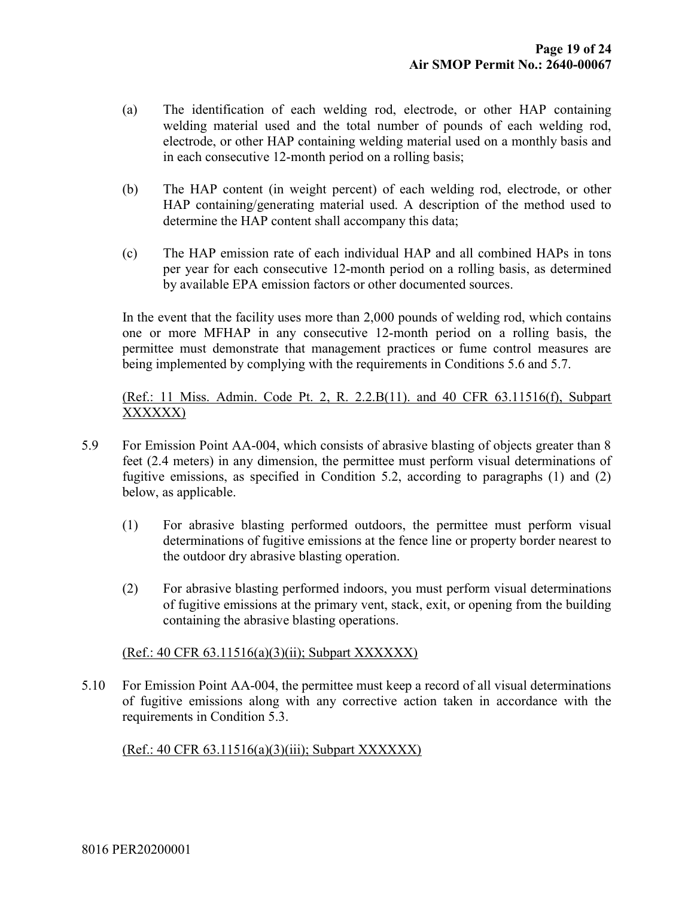(a) The identification of each welding rod, electrode, or other HAP containing welding material used and the total number of pounds of each welding rod, electrode, or other HAP containing welding material used on a monthly basis and in each consecutive 12-month period on a rolling basis;

(b) The HAP content (in weight percent) of each welding rod, electrode, or other HAP containing/generating material used. A description of the method used to determine the HAP content shall accompany this data;

(c) The HAP emission rate of each individual HAP and all combined HAPs in tons per year for each consecutive 12-month period on a rolling basis, as determined by available EPA emission factors or other documented sources.

In the event that the facility uses more than 2,000 pounds of welding rod, which contains one or more MFHAP in any consecutive 12-month period on a rolling basis, the permittee must demonstrate that management practices or fume control measures are being implemented by complying with the requirements in Conditions 5.6 and 5.7.

<u>(Ref.: 11 Miss. Admin. Code Pt. 2, R. 2.2.B(11). and 40 CFR 63.11516(f), Subpart XXXXXX)</u>

5.9 For Emission Point AA-004, which consists of abrasive blasting of objects greater than 8 feet (2.4 meters) in any dimension, the permittee must perform visual determinations of fugitive emissions, as specified in Condition 5.2, according to paragraphs (1) and (2) below, as applicable.

(1) For abrasive blasting performed outdoors, the permittee must perform visual determinations of fugitive emissions at the fence line or property border nearest to the outdoor dry abrasive blasting operation.

(2) For abrasive blasting performed indoors, you must perform visual determinations of fugitive emissions at the primary vent, stack, exit, or opening from the building containing the abrasive blasting operations.

<u>(Ref.: 40 CFR 63.11516(a)(3)(ii); Subpart XXXXXX)</u>

5.10 For Emission Point AA-004, the permittee must keep a record of all visual determinations of fugitive emissions along with any corrective action taken in accordance with the requirements in Condition 5.3.

<u>(Ref.: 40 CFR 63.11516(a)(3)(iii); Subpart XXXXXX)</u>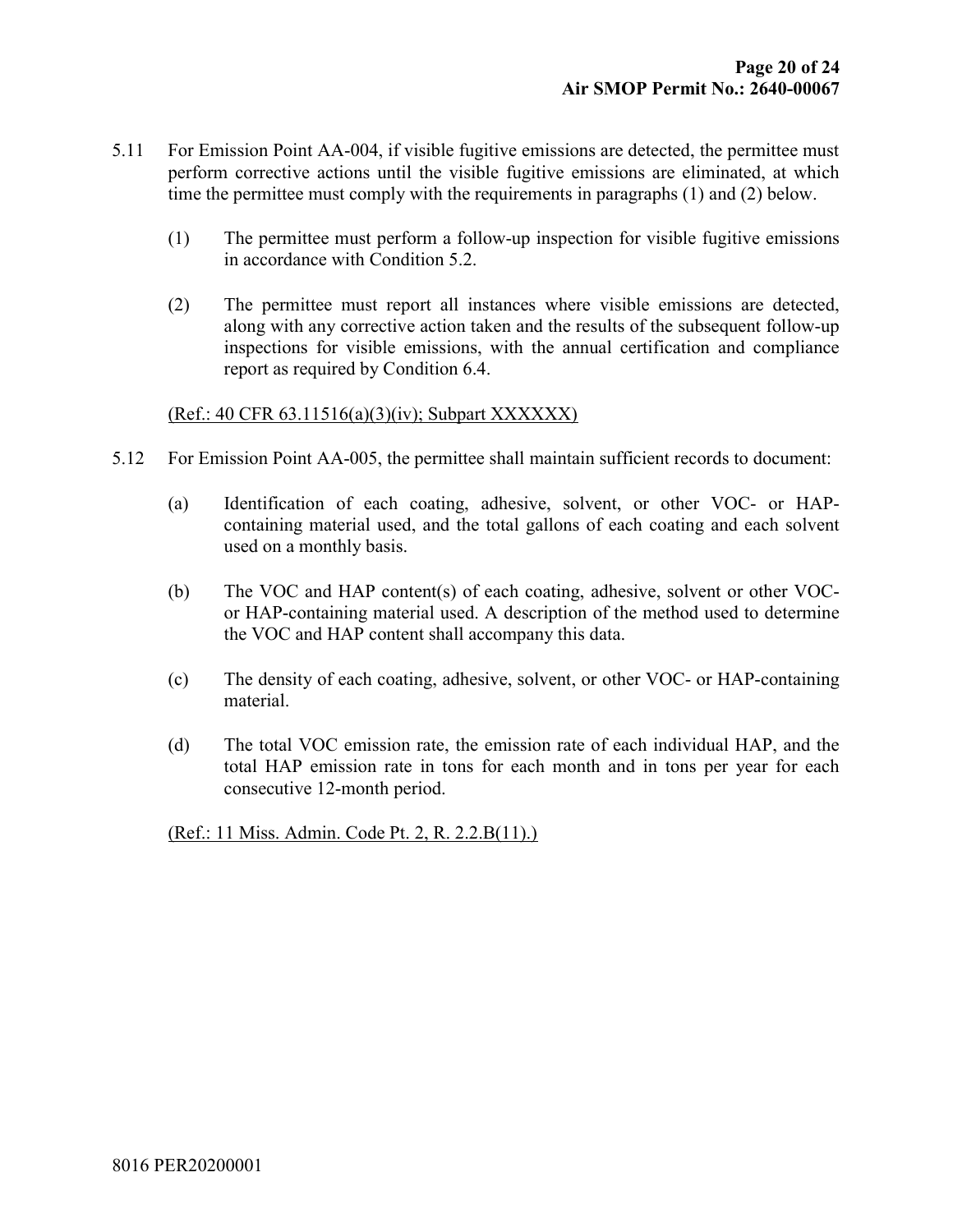5.11 For Emission Point AA-004, if visible fugitive emissions are detected, the permittee must perform corrective actions until the visible fugitive emissions are eliminated, at which time the permittee must comply with the requirements in paragraphs (1) and (2) below.

   (1) The permittee must perform a follow-up inspection for visible fugitive emissions in accordance with Condition 5.2.

   (2) The permittee must report all instances where visible emissions are detected, along with any corrective action taken and the results of the subsequent follow-up inspections for visible emissions, with the annual certification and compliance report as required by Condition 6.4.

   <u>(Ref.: 40 CFR 63.11516(a)(3)(iv); Subpart XXXXXX)</u>

5.12 For Emission Point AA-005, the permittee shall maintain sufficient records to document:

   (a) Identification of each coating, adhesive, solvent, or other VOC- or HAP-containing material used, and the total gallons of each coating and each solvent used on a monthly basis.

   (b) The VOC and HAP content(s) of each coating, adhesive, solvent or other VOC- or HAP-containing material used. A description of the method used to determine the VOC and HAP content shall accompany this data.

   (c) The density of each coating, adhesive, solvent, or other VOC- or HAP-containing material.

   (d) The total VOC emission rate, the emission rate of each individual HAP, and the total HAP emission rate in tons for each month and in tons per year for each consecutive 12-month period.

   <u>(Ref.: 11 Miss. Admin. Code Pt. 2, R. 2.2.B(11).)</u>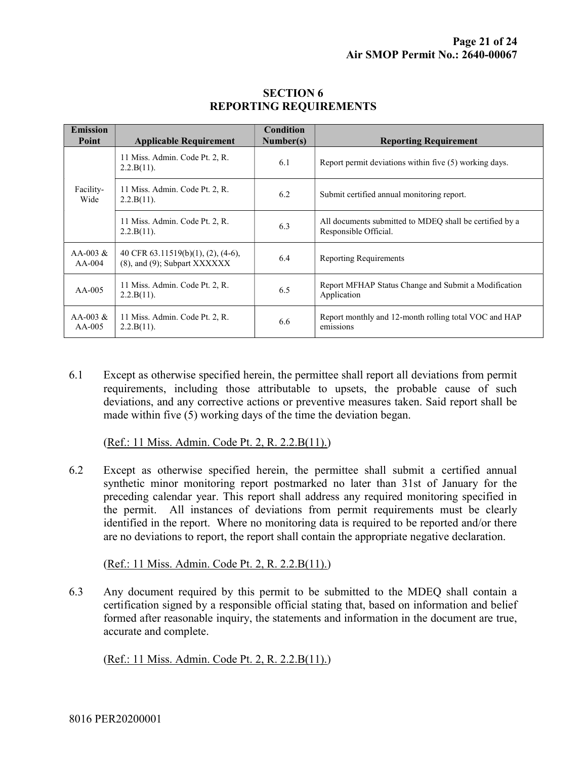## SECTION 6
## REPORTING REQUIREMENTS

| Emission Point | Applicable Requirement | Condition Number(s) | Reporting Requirement |
|---|---|---|---|
| Facility-Wide | 11 Miss. Admin. Code Pt. 2, R. 2.2.B(11). | 6.1 | Report permit deviations within five (5) working days. |
| | 11 Miss. Admin. Code Pt. 2, R. 2.2.B(11). | 6.2 | Submit certified annual monitoring report. |
| | 11 Miss. Admin. Code Pt. 2, R. 2.2.B(11). | 6.3 | All documents submitted to MDEQ shall be certified by a Responsible Official. |
| AA-003 & AA-004 | 40 CFR 63.11519(b)(1), (2), (4-6), (8), and (9); Subpart XXXXXX | 6.4 | Reporting Requirements |
| AA-005 | 11 Miss. Admin. Code Pt. 2, R. 2.2.B(11). | 6.5 | Report MFHAP Status Change and Submit a Modification Application |
| AA-003 & AA-005 | 11 Miss. Admin. Code Pt. 2, R. 2.2.B(11). | 6.6 | Report monthly and 12-month rolling total VOC and HAP emissions |

6.1 Except as otherwise specified herein, the permittee shall report all deviations from permit requirements, including those attributable to upsets, the probable cause of such deviations, and any corrective actions or preventive measures taken. Said report shall be made within five (5) working days of the time the deviation began.

(Ref.: 11 Miss. Admin. Code Pt. 2, R. 2.2.B(11).)

6.2 Except as otherwise specified herein, the permittee shall submit a certified annual synthetic minor monitoring report postmarked no later than 31st of January for the preceding calendar year. This report shall address any required monitoring specified in the permit. All instances of deviations from permit requirements must be clearly identified in the report. Where no monitoring data is required to be reported and/or there are no deviations to report, the report shall contain the appropriate negative declaration.

(Ref.: 11 Miss. Admin. Code Pt. 2, R. 2.2.B(11).)

6.3 Any document required by this permit to be submitted to the MDEQ shall contain a certification signed by a responsible official stating that, based on information and belief formed after reasonable inquiry, the statements and information in the document are true, accurate and complete.

(Ref.: 11 Miss. Admin. Code Pt. 2, R. 2.2.B(11).)

8016 PER20200001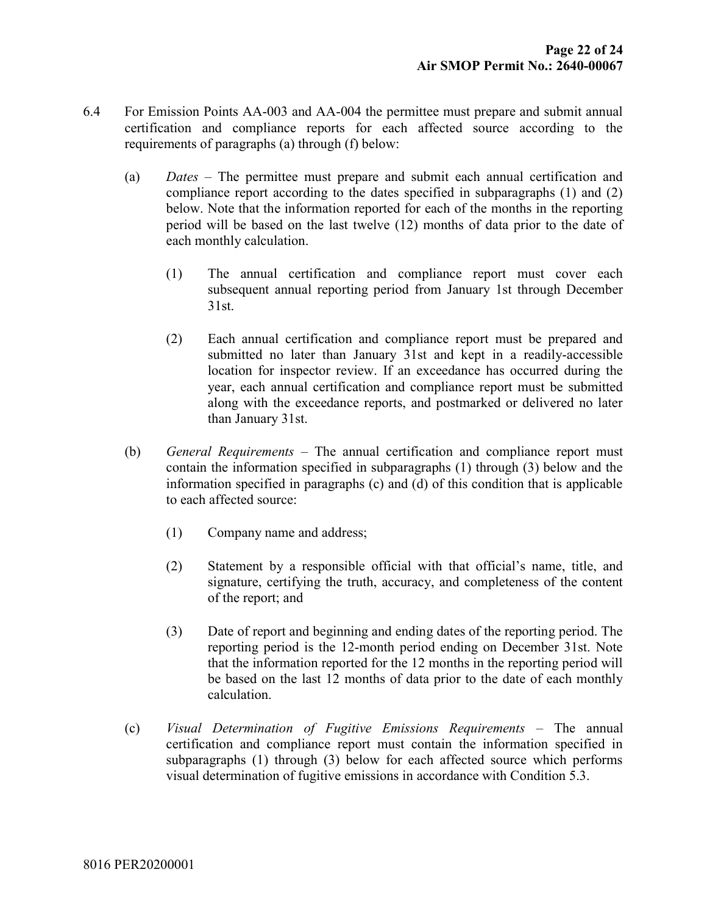6.4 For Emission Points AA-003 and AA-004 the permittee must prepare and submit annual certification and compliance reports for each affected source according to the requirements of paragraphs (a) through (f) below:

(a) *Dates* – The permittee must prepare and submit each annual certification and compliance report according to the dates specified in subparagraphs (1) and (2) below. Note that the information reported for each of the months in the reporting period will be based on the last twelve (12) months of data prior to the date of each monthly calculation.

(1) The annual certification and compliance report must cover each subsequent annual reporting period from January 1st through December 31st.

(2) Each annual certification and compliance report must be prepared and submitted no later than January 31st and kept in a readily-accessible location for inspector review. If an exceedance has occurred during the year, each annual certification and compliance report must be submitted along with the exceedance reports, and postmarked or delivered no later than January 31st.

(b) *General Requirements* – The annual certification and compliance report must contain the information specified in subparagraphs (1) through (3) below and the information specified in paragraphs (c) and (d) of this condition that is applicable to each affected source:

(1) Company name and address;

(2) Statement by a responsible official with that official's name, title, and signature, certifying the truth, accuracy, and completeness of the content of the report; and

(3) Date of report and beginning and ending dates of the reporting period. The reporting period is the 12-month period ending on December 31st. Note that the information reported for the 12 months in the reporting period will be based on the last 12 months of data prior to the date of each monthly calculation.

(c) *Visual Determination of Fugitive Emissions Requirements* – The annual certification and compliance report must contain the information specified in subparagraphs (1) through (3) below for each affected source which performs visual determination of fugitive emissions in accordance with Condition 5.3.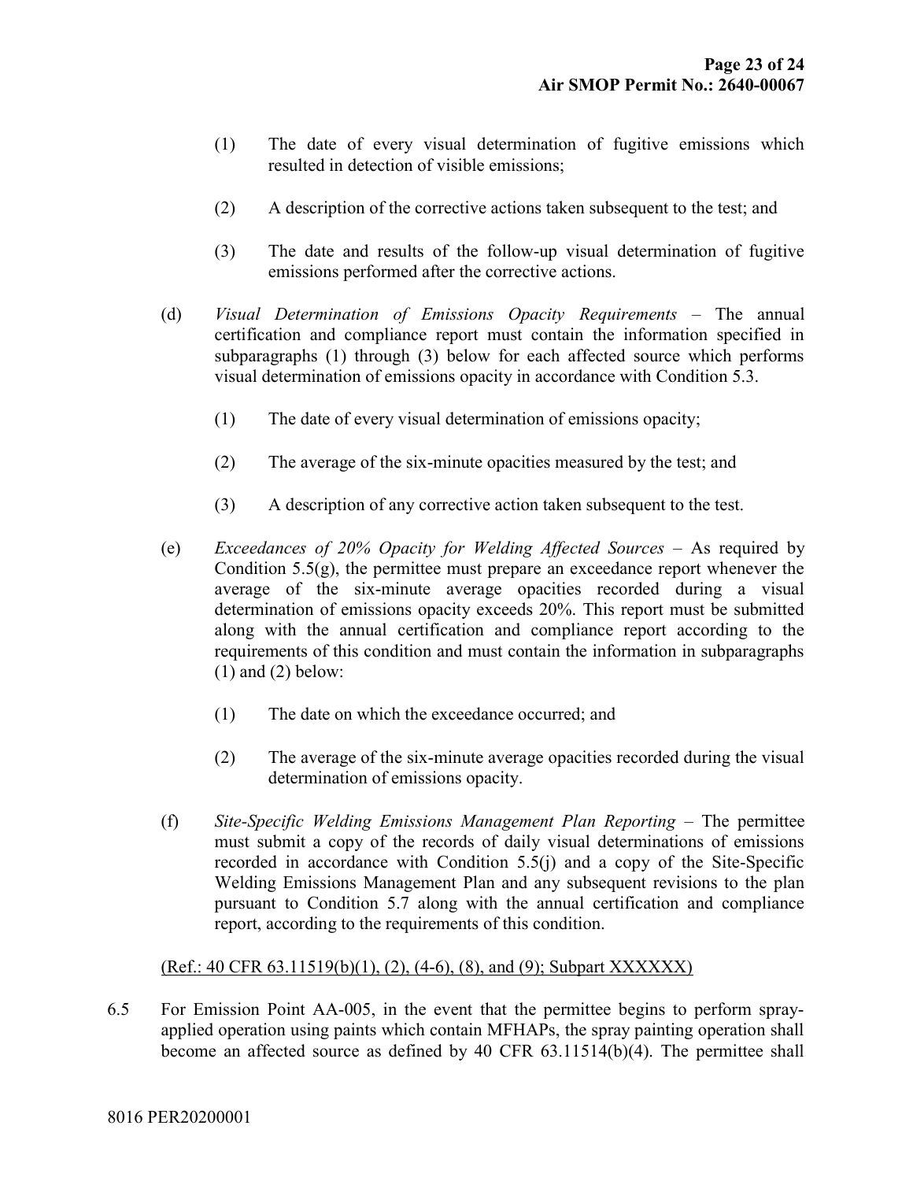(1) The date of every visual determination of fugitive emissions which resulted in detection of visible emissions;

(2) A description of the corrective actions taken subsequent to the test; and

(3) The date and results of the follow-up visual determination of fugitive emissions performed after the corrective actions.

(d) *Visual Determination of Emissions Opacity Requirements* – The annual certification and compliance report must contain the information specified in subparagraphs (1) through (3) below for each affected source which performs visual determination of emissions opacity in accordance with Condition 5.3.

(1) The date of every visual determination of emissions opacity;

(2) The average of the six-minute opacities measured by the test; and

(3) A description of any corrective action taken subsequent to the test.

(e) *Exceedances of 20% Opacity for Welding Affected Sources* – As required by Condition 5.5(g), the permittee must prepare an exceedance report whenever the average of the six-minute average opacities recorded during a visual determination of emissions opacity exceeds 20%. This report must be submitted along with the annual certification and compliance report according to the requirements of this condition and must contain the information in subparagraphs (1) and (2) below:

(1) The date on which the exceedance occurred; and

(2) The average of the six-minute average opacities recorded during the visual determination of emissions opacity.

(f) *Site-Specific Welding Emissions Management Plan Reporting* – The permittee must submit a copy of the records of daily visual determinations of emissions recorded in accordance with Condition 5.5(j) and a copy of the Site-Specific Welding Emissions Management Plan and any subsequent revisions to the plan pursuant to Condition 5.7 along with the annual certification and compliance report, according to the requirements of this condition.

(Ref.: 40 CFR 63.11519(b)(1), (2), (4-6), (8), and (9); Subpart XXXXXX)

6.5 For Emission Point AA-005, in the event that the permittee begins to perform spray-applied operation using paints which contain MFHAPs, the spray painting operation shall become an affected source as defined by 40 CFR 63.11514(b)(4). The permittee shall

8016 PER20200001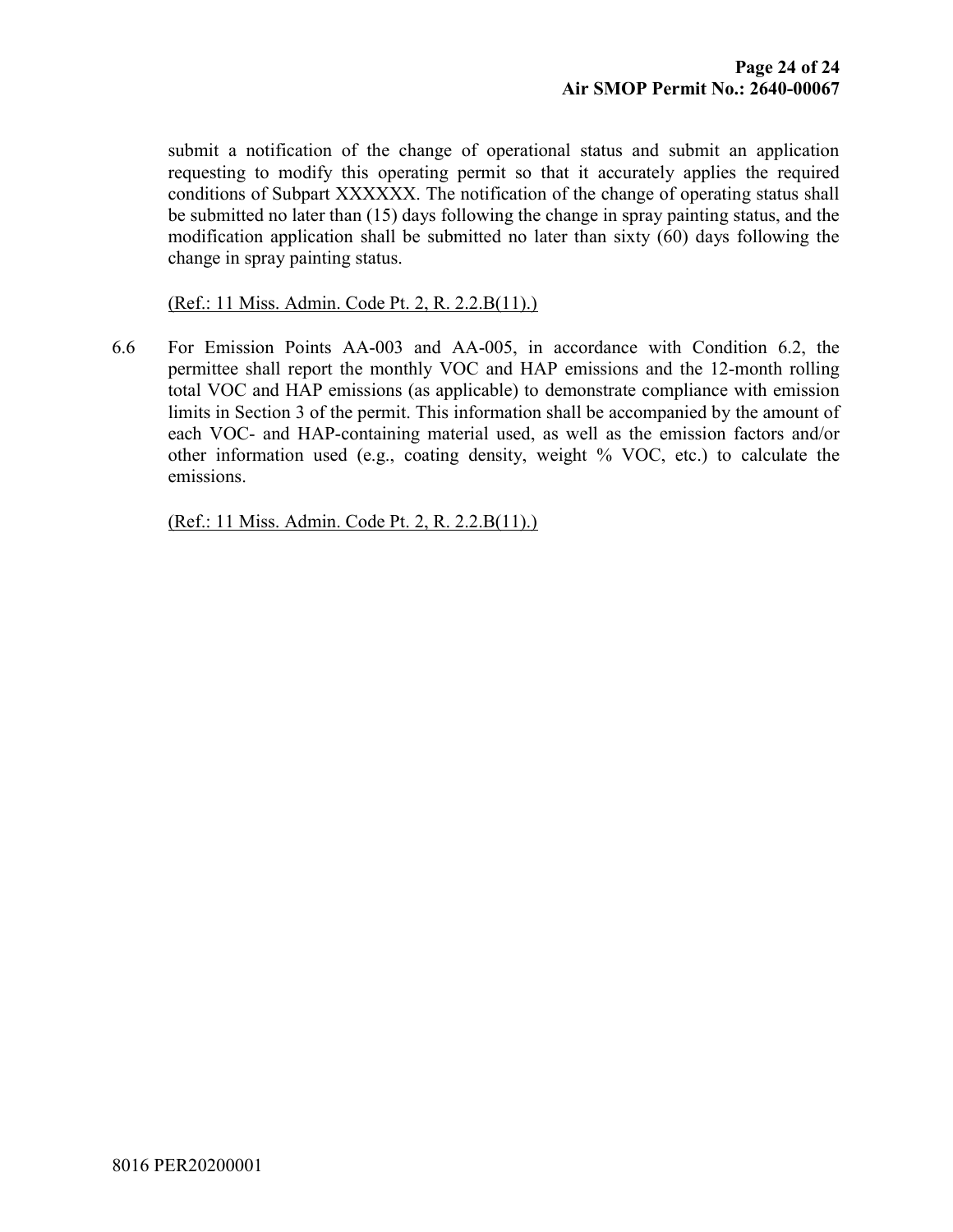submit a notification of the change of operational status and submit an application requesting to modify this operating permit so that it accurately applies the required conditions of Subpart XXXXXX. The notification of the change of operating status shall be submitted no later than (15) days following the change in spray painting status, and the modification application shall be submitted no later than sixty (60) days following the change in spray painting status.

(Ref.: 11 Miss. Admin. Code Pt. 2, R. 2.2.B(11).)

6.6 For Emission Points AA-003 and AA-005, in accordance with Condition 6.2, the permittee shall report the monthly VOC and HAP emissions and the 12-month rolling total VOC and HAP emissions (as applicable) to demonstrate compliance with emission limits in Section 3 of the permit. This information shall be accompanied by the amount of each VOC- and HAP-containing material used, as well as the emission factors and/or other information used (e.g., coating density, weight % VOC, etc.) to calculate the emissions.

(Ref.: 11 Miss. Admin. Code Pt. 2, R. 2.2.B(11).)